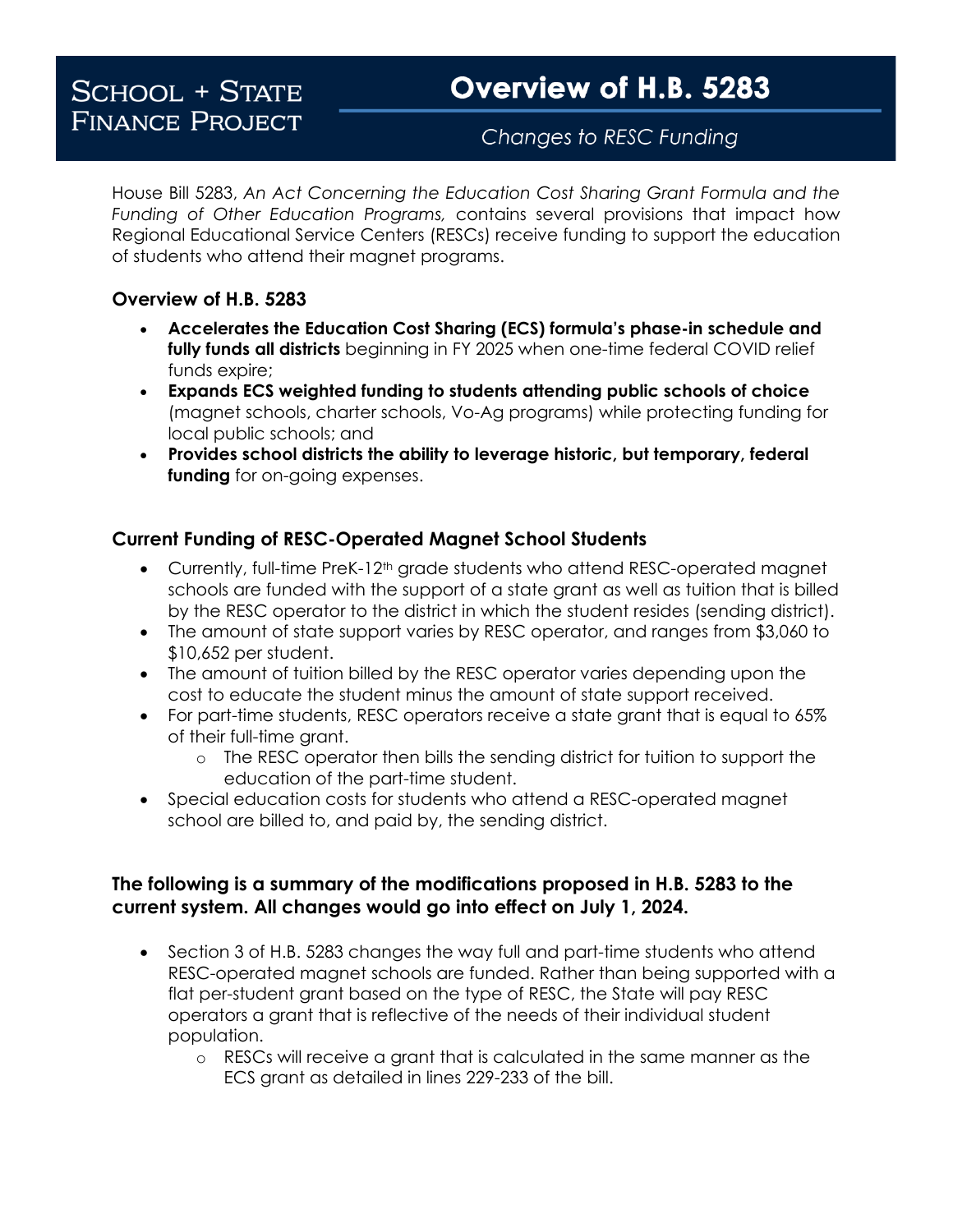SCHOOL + STATE FINANCE PROJECT

# Overview of H.B. 5283

*Changes to RESC Funding*

House Bill 5283, *An Act Concerning the Education Cost Sharing Grant Formula and the Funding of Other Education Programs,* contains several provisions that impact how Regional Educational Service Centers (RESCs) receive funding to support the education of students who attend their magnet programs.

### Overview of H.B. 5283

- **Accelerates the Education Cost Sharing (ECS) formula's phase-in schedule and fully funds all districts** beginning in FY 2025 when one-time federal COVID relief funds expire;
- **Expands ECS weighted funding to students attending public schools of choice** (magnet schools, charter schools, Vo-Ag programs) while protecting funding for local public schools; and
- **Provides school districts the ability to leverage historic, but temporary, federal funding** for on-going expenses.

### Current Funding of RESC-Operated Magnet School Students

- Currently, full-time PreK-12th grade students who attend RESC-operated magnet schools are funded with the support of a state grant as well as tuition that is billed by the RESC operator to the district in which the student resides (sending district).
- The amount of state support varies by RESC operator, and ranges from $3,060 to $10,652 per student.
- The amount of tuition billed by the RESC operator varies depending upon the cost to educate the student minus the amount of state support received.
- For part-time students, RESC operators receive a state grant that is equal to 65% of their full-time grant.
  - The RESC operator then bills the sending district for tuition to support the education of the part-time student.
- Special education costs for students who attend a RESC-operated magnet school are billed to, and paid by, the sending district.

### The following is a summary of the modifications proposed in H.B. 5283 to the current system. All changes would go into effect on July 1, 2024.

- Section 3 of H.B. 5283 changes the way full and part-time students who attend RESC-operated magnet schools are funded. Rather than being supported with a flat per-student grant based on the type of RESC, the State will pay RESC operators a grant that is reflective of the needs of their individual student population.
  - RESCs will receive a grant that is calculated in the same manner as the ECS grant as detailed in lines 229-233 of the bill.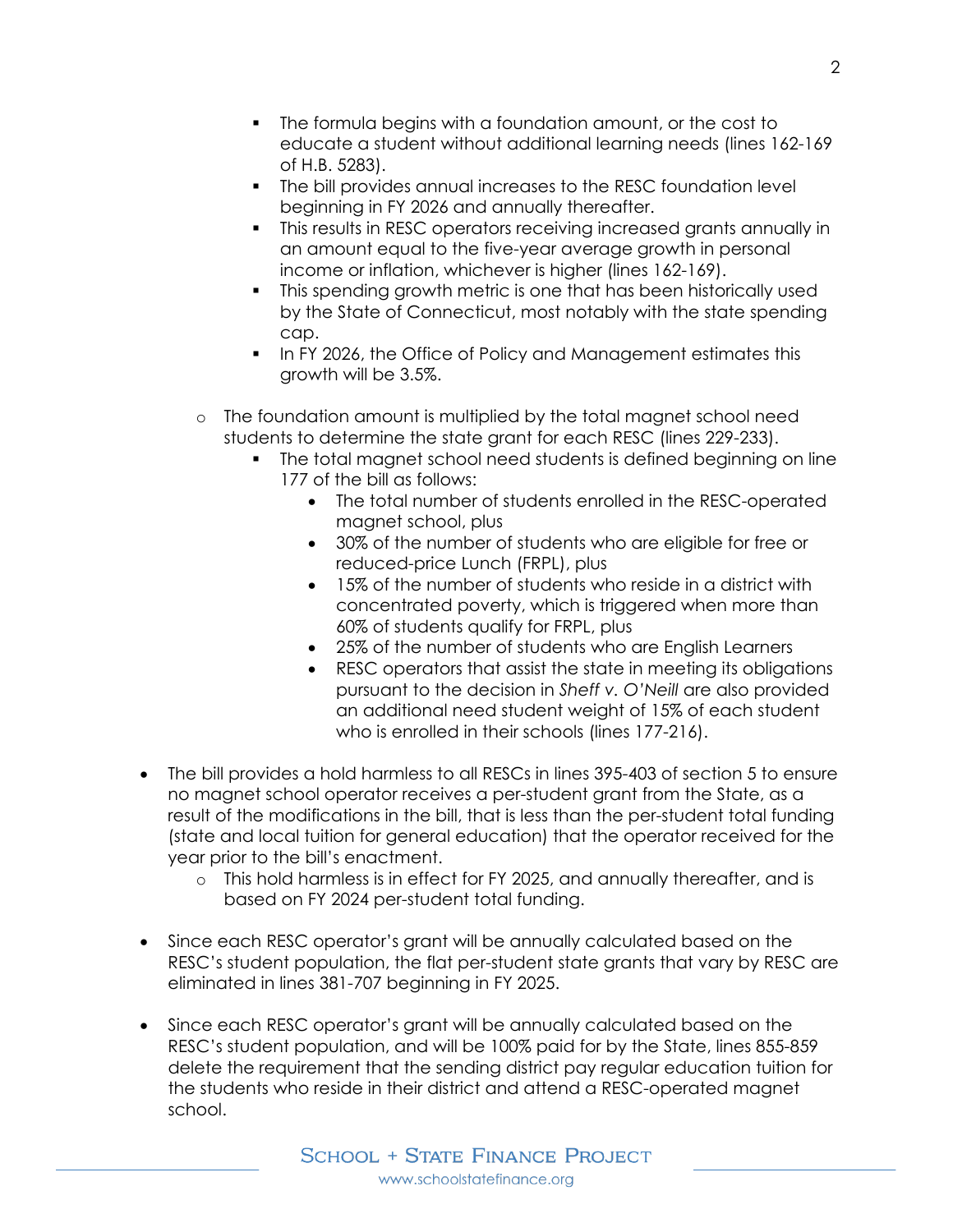- The formula begins with a foundation amount, or the cost to educate a student without additional learning needs (lines 162-169 of H.B. 5283).
        - The bill provides annual increases to the RESC foundation level beginning in FY 2026 and annually thereafter.
        - This results in RESC operators receiving increased grants annually in an amount equal to the five-year average growth in personal income or inflation, whichever is higher (lines 162-169).
        - This spending growth metric is one that has been historically used by the State of Connecticut, most notably with the state spending cap.
        - In FY 2026, the Office of Policy and Management estimates this growth will be 3.5%.

    - The foundation amount is multiplied by the total magnet school need students to determine the state grant for each RESC (lines 229-233).
        - The total magnet school need students is defined beginning on line 177 of the bill as follows:
            - The total number of students enrolled in the RESC-operated magnet school, plus
            - 30% of the number of students who are eligible for free or reduced-price Lunch (FRPL), plus
            - 15% of the number of students who reside in a district with concentrated poverty, which is triggered when more than 60% of students qualify for FRPL, plus
            - 25% of the number of students who are English Learners
            - RESC operators that assist the state in meeting its obligations pursuant to the decision in *Sheff v. O'Neill* are also provided an additional need student weight of 15% of each student who is enrolled in their schools (lines 177-216).

- The bill provides a hold harmless to all RESCs in lines 395-403 of section 5 to ensure no magnet school operator receives a per-student grant from the State, as a result of the modifications in the bill, that is less than the per-student total funding (state and local tuition for general education) that the operator received for the year prior to the bill's enactment.
    - This hold harmless is in effect for FY 2025, and annually thereafter, and is based on FY 2024 per-student total funding.

- Since each RESC operator's grant will be annually calculated based on the RESC's student population, the flat per-student state grants that vary by RESC are eliminated in lines 381-707 beginning in FY 2025.

- Since each RESC operator's grant will be annually calculated based on the RESC's student population, and will be 100% paid for by the State, lines 855-859 delete the requirement that the sending district pay regular education tuition for the students who reside in their district and attend a RESC-operated magnet school.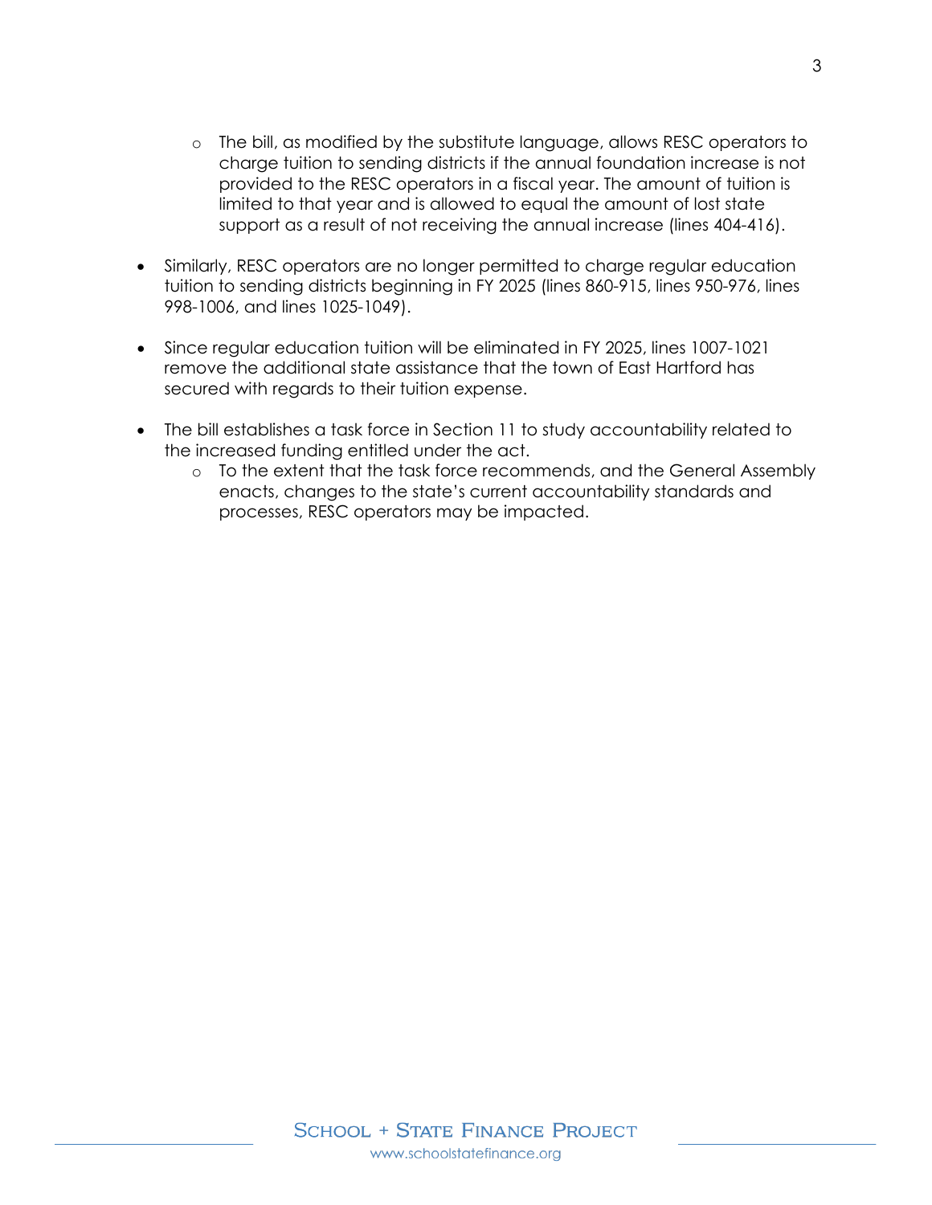- The bill, as modified by the substitute language, allows RESC operators to charge tuition to sending districts if the annual foundation increase is not provided to the RESC operators in a fiscal year. The amount of tuition is limited to that year and is allowed to equal the amount of lost state support as a result of not receiving the annual increase (lines 404-416).

- Similarly, RESC operators are no longer permitted to charge regular education tuition to sending districts beginning in FY 2025 (lines 860-915, lines 950-976, lines 998-1006, and lines 1025-1049).

- Since regular education tuition will be eliminated in FY 2025, lines 1007-1021 remove the additional state assistance that the town of East Hartford has secured with regards to their tuition expense.

- The bill establishes a task force in Section 11 to study accountability related to the increased funding entitled under the act.
  - To the extent that the task force recommends, and the General Assembly enacts, changes to the state's current accountability standards and processes, RESC operators may be impacted.